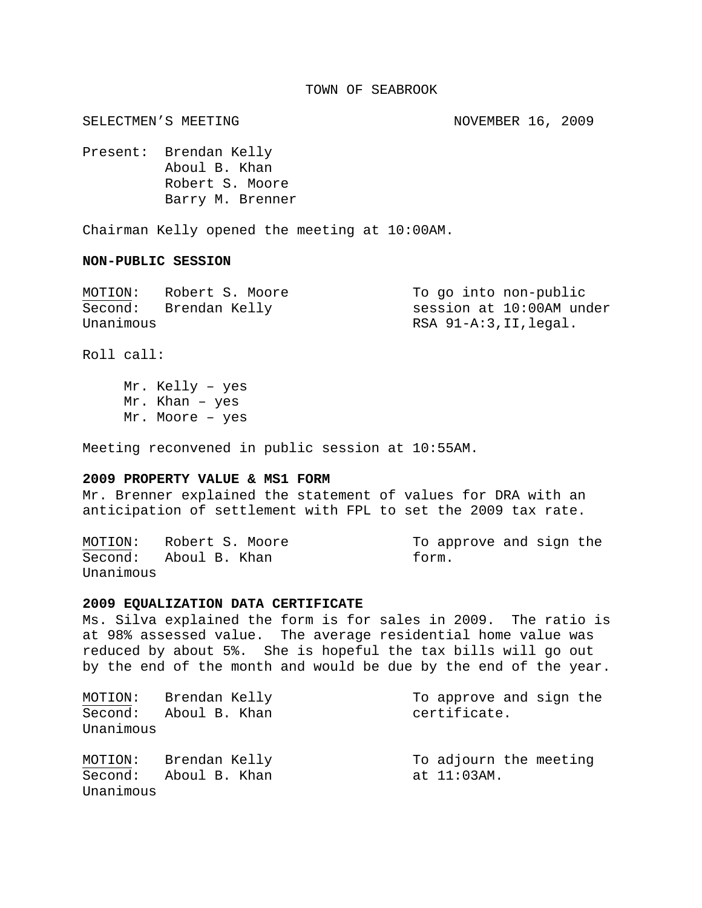# TOWN OF SEABROOK

SELECTMEN'S MEETING NOVEMBER 16, 2009

Present: Brendan Kelly
Aboul B. Khan
Robert S. Moore
Barry M. Brenner

Chairman Kelly opened the meeting at 10:00AM.

**NON-PUBLIC SESSION**

| | | |
|---|---|---|
| MOTION: | Robert S. Moore | To go into non-public session at 10:00AM under RSA 91-A:3,II,legal. |
| Second: | Brendan Kelly | |
| Unanimous | | |

Roll call:

Mr. Kelly – yes
Mr. Khan – yes
Mr. Moore – yes

Meeting reconvened in public session at 10:55AM.

**2009 PROPERTY VALUE & MS1 FORM**

Mr. Brenner explained the statement of values for DRA with an anticipation of settlement with FPL to set the 2009 tax rate.

| | | |
|---|---|---|
| MOTION: | Robert S. Moore | To approve and sign the form. |
| Second: | Aboul B. Khan | |
| Unanimous | | |

**2009 EQUALIZATION DATA CERTIFICATE**

Ms. Silva explained the form is for sales in 2009. The ratio is at 98% assessed value. The average residential home value was reduced by about 5%. She is hopeful the tax bills will go out by the end of the month and would be due by the end of the year.

| | | |
|---|---|---|
| MOTION: | Brendan Kelly | To approve and sign the certificate. |
| Second: | Aboul B. Khan | |
| Unanimous | | |

| | | |
|---|---|---|
| MOTION: | Brendan Kelly | To adjourn the meeting at 11:03AM. |
| Second: | Aboul B. Khan | |
| Unanimous | | |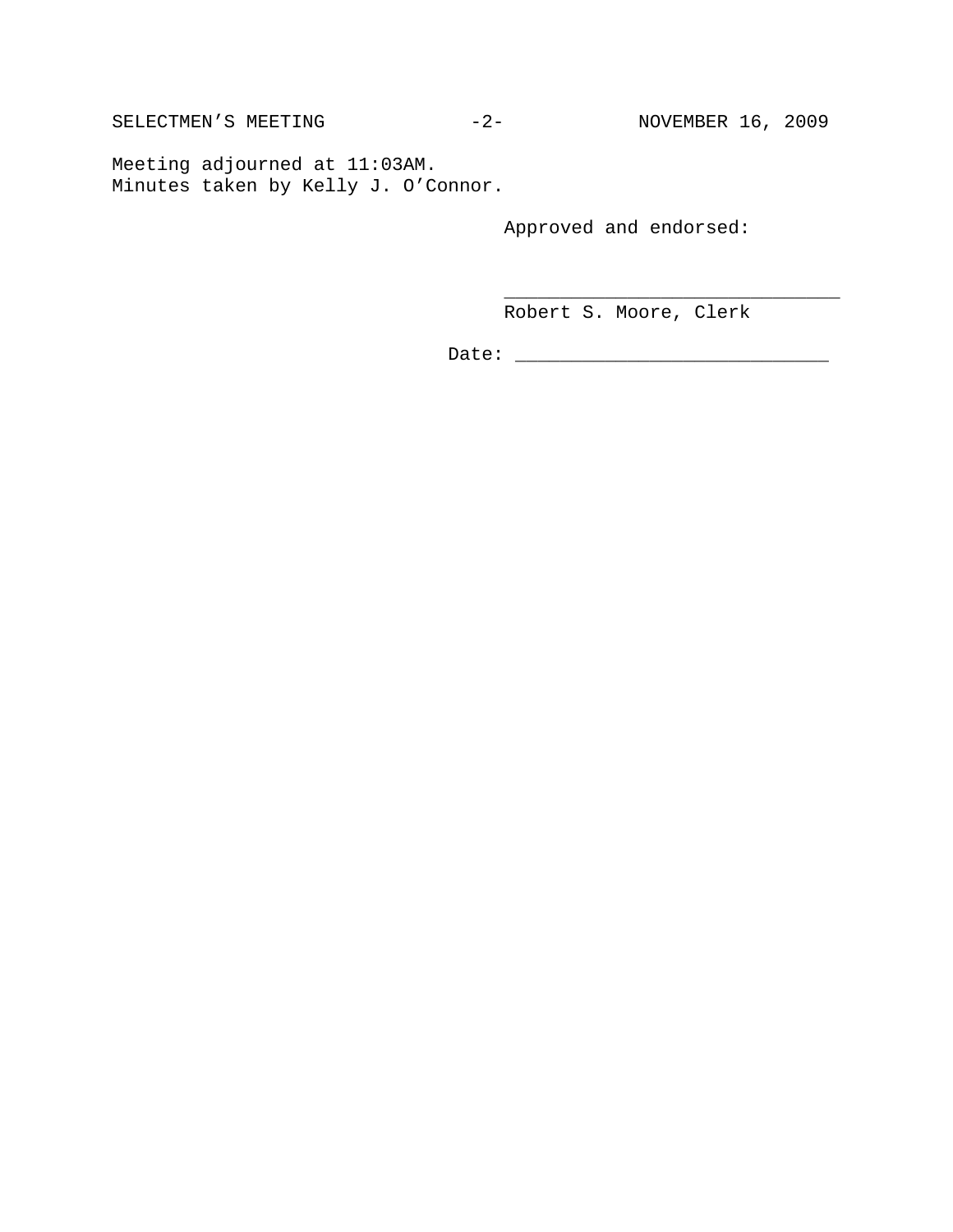Meeting adjourned at 11:03AM.
Minutes taken by Kelly J. O’Connor.

Approved and endorsed:

______________________________
Robert S. Moore, Clerk

Date: ____________________________